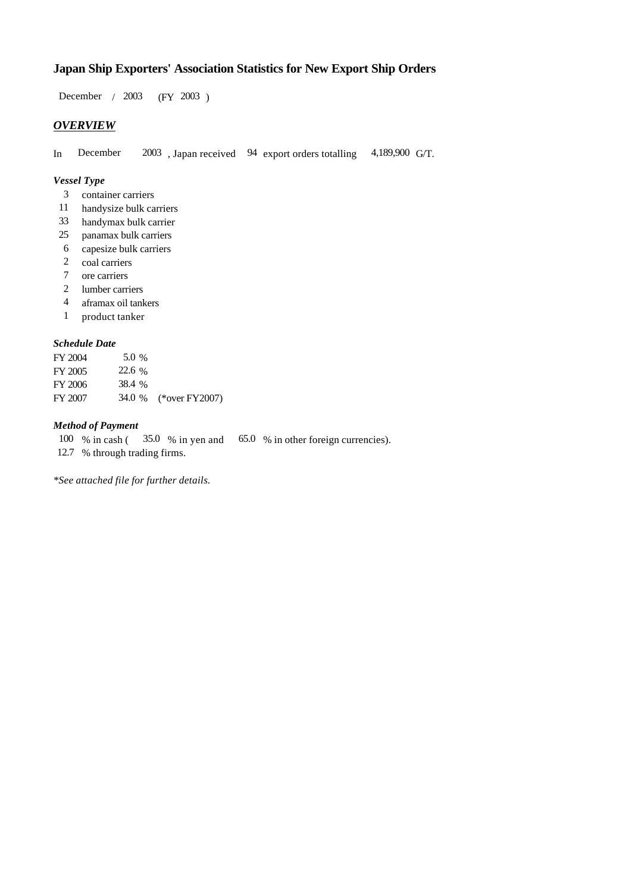# Japan Ship Exporters' Association Statistics for New Export Ship Orders

December / 2003 (FY 2003 )

## *OVERVIEW*

In December 2003 , Japan received 94 export orders totalling 4,189,900 G/T.

### *Vessel Type*

| | |
|---|---|
| 3 | container carriers |
| 11 | handysize bulk carriers |
| 33 | handymax bulk carrier |
| 25 | panamax bulk carriers |
| 6 | capesize bulk carriers |
| 2 | coal carriers |
| 7 | ore carriers |
| 2 | lumber carriers |
| 4 | aframax oil tankers |
| 1 | product tanker |

### *Schedule Date*

| | | |
|---|---|---|
| FY 2004 | 5.0 % | |
| FY 2005 | 22.6 % | |
| FY 2006 | 38.4 % | |
| FY 2007 | 34.0 % | (*over FY2007) |

### *Method of Payment*

100 % in cash ( 35.0 % in yen and 65.0 % in other foreign currencies).
12.7 % through trading firms.

*\*See attached file for further details.*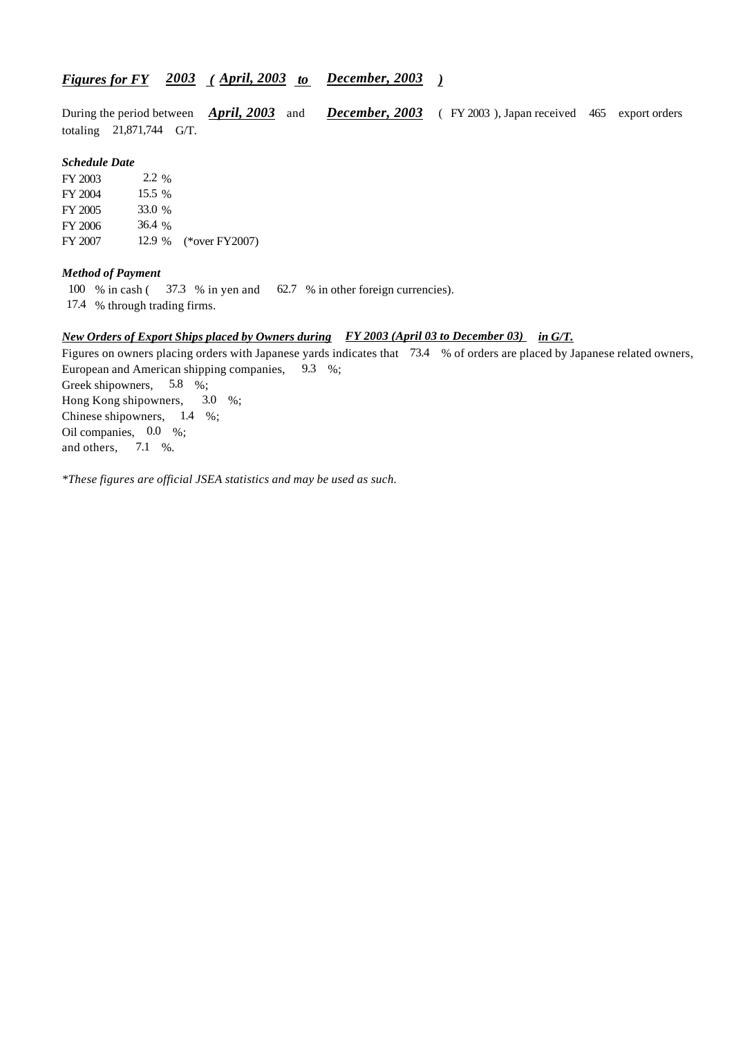## ***Figures for FY 2003 ( April, 2003 to December, 2003 )***

During the period between ***April, 2003*** and ***December, 2003*** ( FY 2003 ), Japan received 465 export orders totaling 21,871,744 G/T.

***Schedule Date***

| | |
|---|---|
| FY 2003 | 2.2 % |
| FY 2004 | 15.5 % |
| FY 2005 | 33.0 % |
| FY 2006 | 36.4 % |
| FY 2007 | 12.9 % (*over FY2007) |

***Method of Payment***

100 % in cash ( 37.3 % in yen and 62.7 % in other foreign currencies).
17.4 % through trading firms.

***New Orders of Export Ships placed by Owners during FY 2003 (April 03 to December 03) in G/T.***

Figures on owners placing orders with Japanese yards indicates that 73.4 % of orders are placed by Japanese related owners,
European and American shipping companies, 9.3 %;
Greek shipowners, 5.8 %;
Hong Kong shipowners, 3.0 %;
Chinese shipowners, 1.4 %;
Oil companies, 0.0 %;
and others, 7.1 %.

*\*These figures are official JSEA statistics and may be used as such.*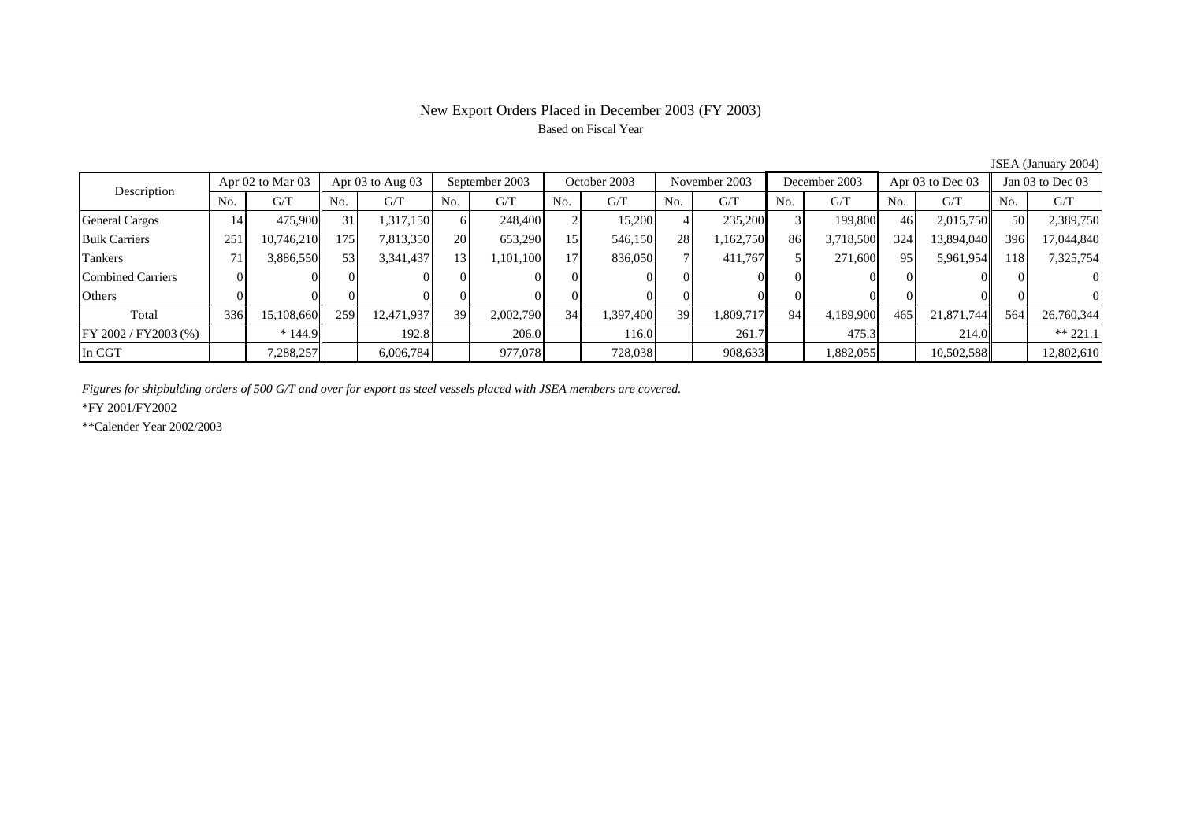# New Export Orders Placed in December 2003 (FY 2003)

Based on Fiscal Year

JSEA (January 2004)

| Description | Apr 02 to Mar 03 | | Apr 03 to Aug 03 | | September 2003 | | October 2003 | | November 2003 | | December 2003 | | Apr 03 to Dec 03 | | Jan 03 to Dec 03 | |
|---|---|---|---|---|---|---|---|---|---|---|---|---|---|---|---|---|
| | No. | G/T | No. | G/T | No. | G/T | No. | G/T | No. | G/T | No. | G/T | No. | G/T | No. | G/T |
| General Cargos | 14 | 475,900 | 31 | 1,317,150 | 6 | 248,400 | 2 | 15,200 | 4 | 235,200 | 3 | 199,800 | 46 | 2,015,750 | 50 | 2,389,750 |
| Bulk Carriers | 251 | 10,746,210 | 175 | 7,813,350 | 20 | 653,290 | 15 | 546,150 | 28 | 1,162,750 | 86 | 3,718,500 | 324 | 13,894,040 | 396 | 17,044,840 |
| Tankers | 71 | 3,886,550 | 53 | 3,341,437 | 13 | 1,101,100 | 17 | 836,050 | 7 | 411,767 | 5 | 271,600 | 95 | 5,961,954 | 118 | 7,325,754 |
| Combined Carriers | 0 | 0 | 0 | 0 | 0 | 0 | 0 | 0 | 0 | 0 | 0 | 0 | 0 | 0 | 0 | 0 |
| Others | 0 | 0 | 0 | 0 | 0 | 0 | 0 | 0 | 0 | 0 | 0 | 0 | 0 | 0 | 0 | 0 |
| Total | 336 | 15,108,660 | 259 | 12,471,937 | 39 | 2,002,790 | 34 | 1,397,400 | 39 | 1,809,717 | 94 | 4,189,900 | 465 | 21,871,744 | 564 | 26,760,344 |
| FY 2002 / FY2003 (%) | | * 144.9 | | 192.8 | | 206.0 | | 116.0 | | 261.7 | | 475.3 | | 214.0 | | ** 221.1 |
| In CGT | | 7,288,257 | | 6,006,784 | | 977,078 | | 728,038 | | 908,633 | | 1,882,055 | | 10,502,588 | | 12,802,610 |

*Figures for shipbulding orders of 500 G/T and over for export as steel vessels placed with JSEA members are covered.*

*FY 2001/FY2002

**Calender Year 2002/2003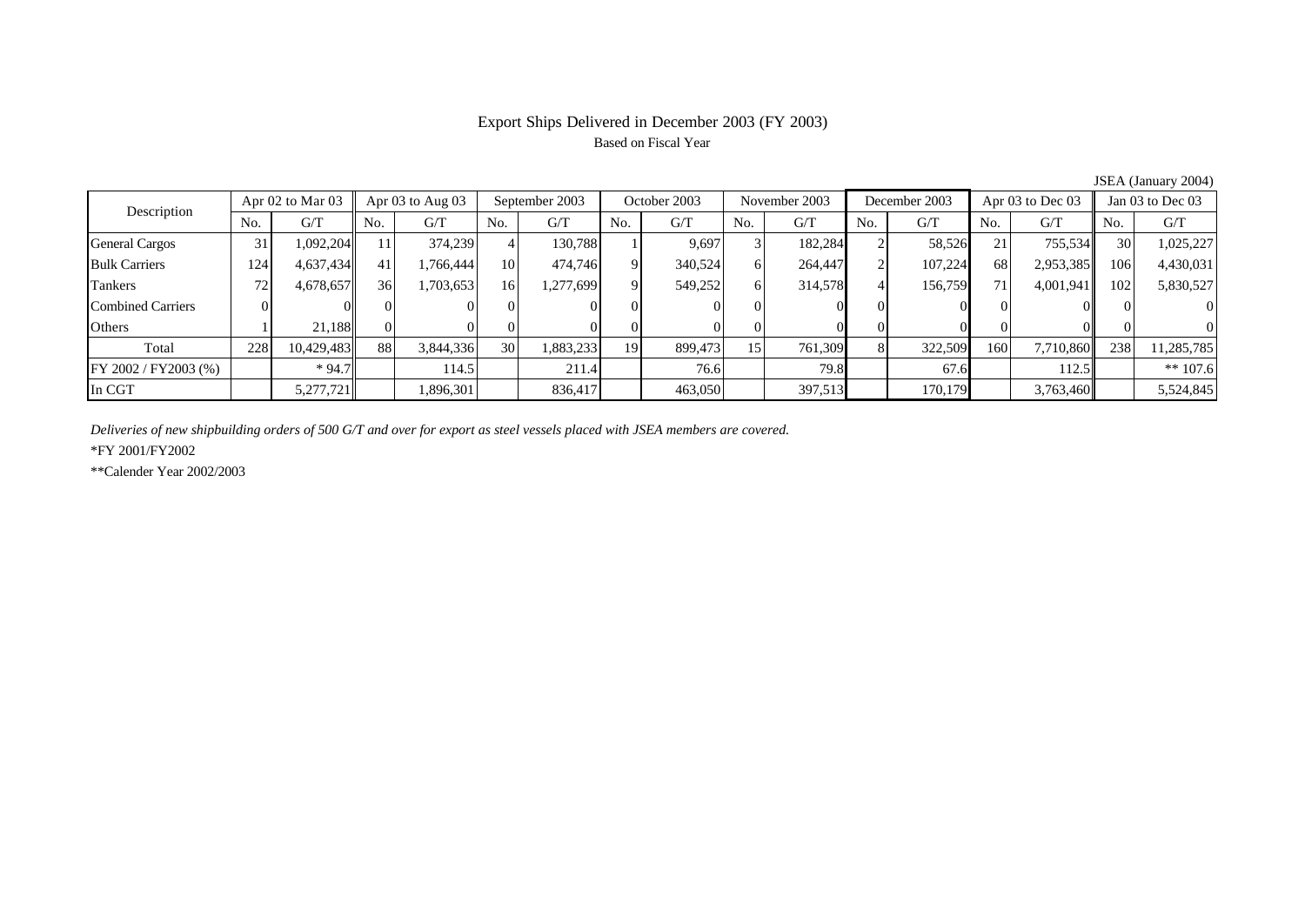# Export Ships Delivered in December 2003 (FY 2003)

Based on Fiscal Year

JSEA (January 2004)

| Description | Apr 02 to Mar 03 | | Apr 03 to Aug 03 | | September 2003 | | October 2003 | | November 2003 | | December 2003 | | Apr 03 to Dec 03 | | Jan 03 to Dec 03 | |
|---|---|---|---|---|---|---|---|---|---|---|---|---|---|---|---|---|
| | No. | G/T | No. | G/T | No. | G/T | No. | G/T | No. | G/T | No. | G/T | No. | G/T | No. | G/T |
| General Cargos | 31 | 1,092,204 | 11 | 374,239 | 4 | 130,788 | 1 | 9,697 | 3 | 182,284 | 2 | 58,526 | 21 | 755,534 | 30 | 1,025,227 |
| Bulk Carriers | 124 | 4,637,434 | 41 | 1,766,444 | 10 | 474,746 | 9 | 340,524 | 6 | 264,447 | 2 | 107,224 | 68 | 2,953,385 | 106 | 4,430,031 |
| Tankers | 72 | 4,678,657 | 36 | 1,703,653 | 16 | 1,277,699 | 9 | 549,252 | 6 | 314,578 | 4 | 156,759 | 71 | 4,001,941 | 102 | 5,830,527 |
| Combined Carriers | 0 | 0 | 0 | 0 | 0 | 0 | 0 | 0 | 0 | 0 | 0 | 0 | 0 | 0 | 0 | 0 |
| Others | 1 | 21,188 | 0 | 0 | 0 | 0 | 0 | 0 | 0 | 0 | 0 | 0 | 0 | 0 | 0 | 0 |
| Total | 228 | 10,429,483 | 88 | 3,844,336 | 30 | 1,883,233 | 19 | 899,473 | 15 | 761,309 | 8 | 322,509 | 160 | 7,710,860 | 238 | 11,285,785 |
| FY 2002 / FY2003 (%) | | * 94.7 | | 114.5 | | 211.4 | | 76.6 | | 79.8 | | 67.6 | | 112.5 | | ** 107.6 |
| In CGT | | 5,277,721 | | 1,896,301 | | 836,417 | | 463,050 | | 397,513 | | 170,179 | | 3,763,460 | | 5,524,845 |

*Deliveries of new shipbuilding orders of 500 G/T and over for export as steel vessels placed with JSEA members are covered.*

*FY 2001/FY2002

**Calender Year 2002/2003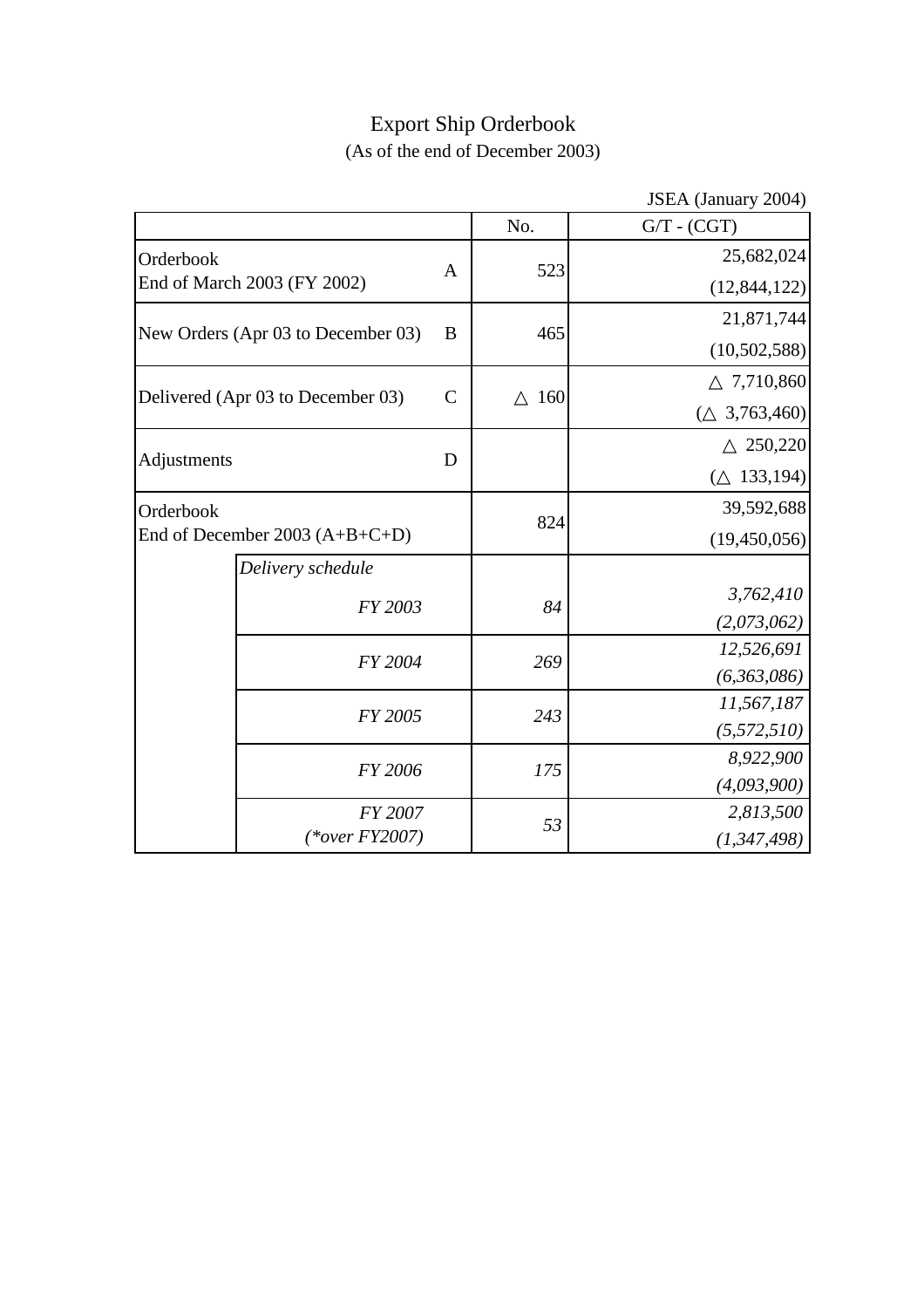# Export Ship Orderbook

(As of the end of December 2003)

JSEA (January 2004)

| | | | No. | G/T - (CGT) |
|---|---|---|---|---|
| Orderbook<br>End of March 2003 (FY 2002) | | A | 523 | 25,682,024<br>(12,844,122) |
| New Orders (Apr 03 to December 03) | | B | 465 | 21,871,744<br>(10,502,588) |
| Delivered (Apr 03 to December 03) | | C | △ 160 | △ 7,710,860<br>(△ 3,763,460) |
| Adjustments | | D | | △ 250,220<br>(△ 133,194) |
| Orderbook<br>End of December 2003 (A+B+C+D) | | | 824 | 39,592,688<br>(19,450,056) |
| | *Delivery schedule*<br>*FY 2003* | | *84* | *3,762,410*<br>*(2,073,062)* |
| | *FY 2004* | | *269* | *12,526,691*<br>*(6,363,086)* |
| | *FY 2005* | | *243* | *11,567,187*<br>*(5,572,510)* |
| | *FY 2006* | | *175* | *8,922,900*<br>*(4,093,900)* |
| | *FY 2007*<br>*(*over FY2007)* | | *53* | *2,813,500*<br>*(1,347,498)* |